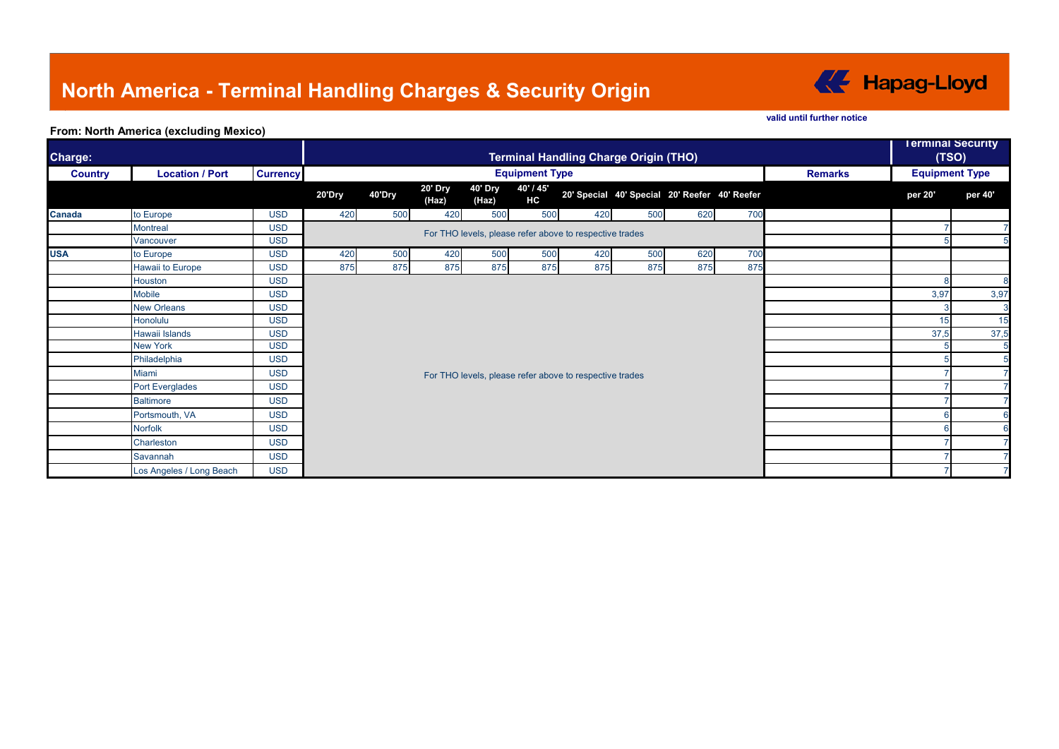# North America - Terminal Handling Charges & Security Origin

Hapag-Lloyd

valid until further notice

**From: North America (excluding Mexico)**

| Charge: | | | Terminal Handling Charge Origin (THO) | | | | | | | | | | Terminal Security (TSO) | |
|---|---|---|---|---|---|---|---|---|---|---|---|---|---|---|
| **Country** | **Location / Port** | **Currency** | **Equipment Type** | | | | | | | | | **Remarks** | **Equipment Type** | |
| | | | **20'Dry** | **40'Dry** | **20' Dry (Haz)** | **40' Dry (Haz)** | **40' / 45' HC** | **20' Special** | **40' Special** | **20' Reefer** | **40' Reefer** | | **per 20'** | **per 40'** |
| **Canada** | to Europe | USD | 420 | 500 | 420 | 500 | 500 | 420 | 500 | 620 | 700 | | | |
| | Montreal | USD | For THO levels, please refer above to respective trades | | | | | | | | | | 7 | 7 |
| | Vancouver | USD | | | | | | | | | | | 5 | 5 |
| **USA** | to Europe | USD | 420 | 500 | 420 | 500 | 500 | 420 | 500 | 620 | 700 | | | |
| | Hawaii to Europe | USD | 875 | 875 | 875 | 875 | 875 | 875 | 875 | 875 | 875 | | | |
| | Houston | USD | For THO levels, please refer above to respective trades | | | | | | | | | | 8 | 8 |
| | Mobile | USD | | | | | | | | | | | 3,97 | 3,97 |
| | New Orleans | USD | | | | | | | | | | | 3 | 3 |
| | Honolulu | USD | | | | | | | | | | | 15 | 15 |
| | Hawaii Islands | USD | | | | | | | | | | | 37,5 | 37,5 |
| | New York | USD | | | | | | | | | | | 5 | 5 |
| | Philadelphia | USD | | | | | | | | | | | 5 | 5 |
| | Miami | USD | | | | | | | | | | | 7 | 7 |
| | Port Everglades | USD | | | | | | | | | | | 7 | 7 |
| | Baltimore | USD | | | | | | | | | | | 7 | 7 |
| | Portsmouth, VA | USD | | | | | | | | | | | 6 | 6 |
| | Norfolk | USD | | | | | | | | | | | 6 | 6 |
| | Charleston | USD | | | | | | | | | | | 7 | 7 |
| | Savannah | USD | | | | | | | | | | | 7 | 7 |
| | Los Angeles / Long Beach | USD | | | | | | | | | | | 7 | 7 |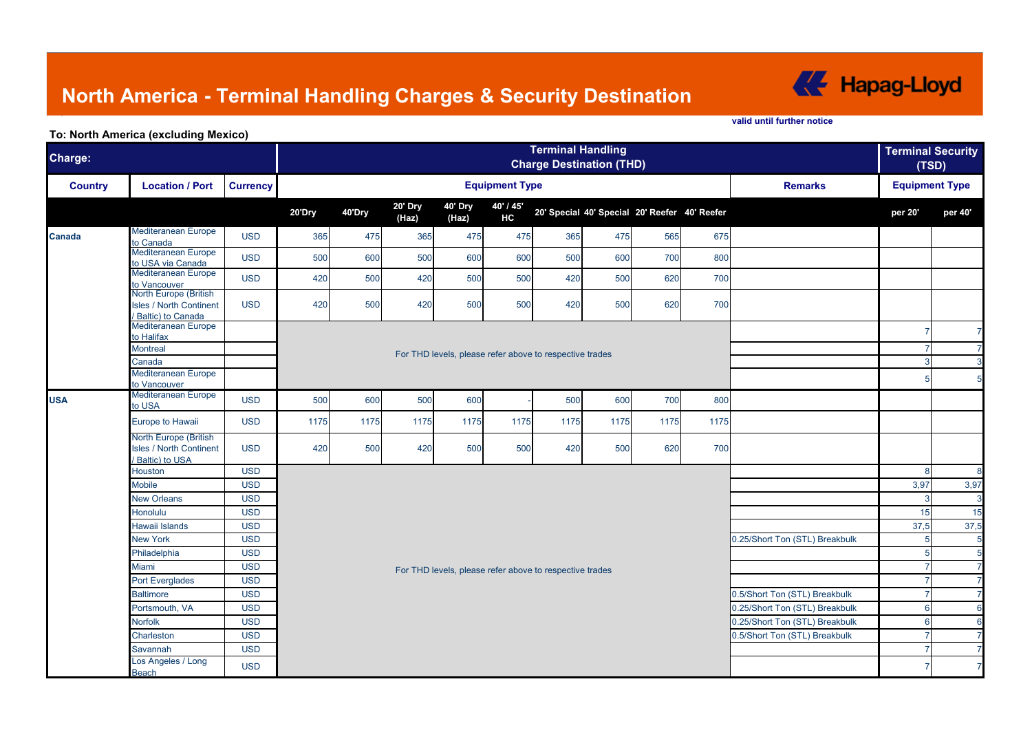# North America - Terminal Handling Charges & Security Destination

Hapag-Lloyd

valid until further notice

**To: North America (excluding Mexico)**

| Charge: | | | Terminal Handling Charge Destination (THD) | | | | | | | | | | Terminal Security (TSD) | |
|---|---|---|---|---|---|---|---|---|---|---|---|---|---|---|
| **Country** | **Location / Port** | **Currency** | **Equipment Type** | | | | | | | | | **Remarks** | **Equipment Type** | |
| | | | **20'Dry** | **40'Dry** | **20' Dry (Haz)** | **40' Dry (Haz)** | **40' / 45' HC** | **20' Special** | **40' Special** | **20' Reefer** | **40' Reefer** | | **per 20'** | **per 40'** |
| **Canada** | Mediteranean Europe to Canada | USD | 365 | 475 | 365 | 475 | 475 | 365 | 475 | 565 | 675 | | | |
| | Mediteranean Europe to USA via Canada | USD | 500 | 600 | 500 | 600 | 600 | 500 | 600 | 700 | 800 | | | |
| | Mediteranean Europe to Vancouver | USD | 420 | 500 | 420 | 500 | 500 | 420 | 500 | 620 | 700 | | | |
| | North Europe (British Isles / North Continent / Baltic) to Canada | USD | 420 | 500 | 420 | 500 | 500 | 420 | 500 | 620 | 700 | | | |
| | Mediteranean Europe to Halifax | | For THD levels, please refer above to respective trades | | | | | | | | | | 7 | 7 |
| | Montreal | | | | | | | | | | | | 7 | 7 |
| | Canada | | | | | | | | | | | | 3 | 3 |
| | Mediteranean Europe to Vancouver | | | | | | | | | | | | 5 | 5 |
| **USA** | Mediteranean Europe to USA | USD | 500 | 600 | 500 | 600 | - | 500 | 600 | 700 | 800 | | | |
| | Europe to Hawaii | USD | 1175 | 1175 | 1175 | 1175 | 1175 | 1175 | 1175 | 1175 | 1175 | | | |
| | North Europe (British Isles / North Continent / Baltic) to USA | USD | 420 | 500 | 420 | 500 | 500 | 420 | 500 | 620 | 700 | | | |
| | Houston | USD | For THD levels, please refer above to respective trades | | | | | | | | | | 8 | 8 |
| | Mobile | USD | | | | | | | | | | | 3,97 | 3,97 |
| | New Orleans | USD | | | | | | | | | | | 3 | 3 |
| | Honolulu | USD | | | | | | | | | | | 15 | 15 |
| | Hawaii Islands | USD | | | | | | | | | | | 37,5 | 37,5 |
| | New York | USD | | | | | | | | | | 0.25/Short Ton (STL) Breakbulk | 5 | 5 |
| | Philadelphia | USD | | | | | | | | | | | 5 | 5 |
| | Miami | USD | | | | | | | | | | | 7 | 7 |
| | Port Everglades | USD | | | | | | | | | | | 7 | 7 |
| | Baltimore | USD | | | | | | | | | | 0.5/Short Ton (STL) Breakbulk | 7 | 7 |
| | Portsmouth, VA | USD | | | | | | | | | | 0.25/Short Ton (STL) Breakbulk | 6 | 6 |
| | Norfolk | USD | | | | | | | | | | 0.25/Short Ton (STL) Breakbulk | 6 | 6 |
| | Charleston | USD | | | | | | | | | | 0.5/Short Ton (STL) Breakbulk | 7 | 7 |
| | Savannah | USD | | | | | | | | | | | 7 | 7 |
| | Los Angeles / Long Beach | USD | | | | | | | | | | | 7 | 7 |